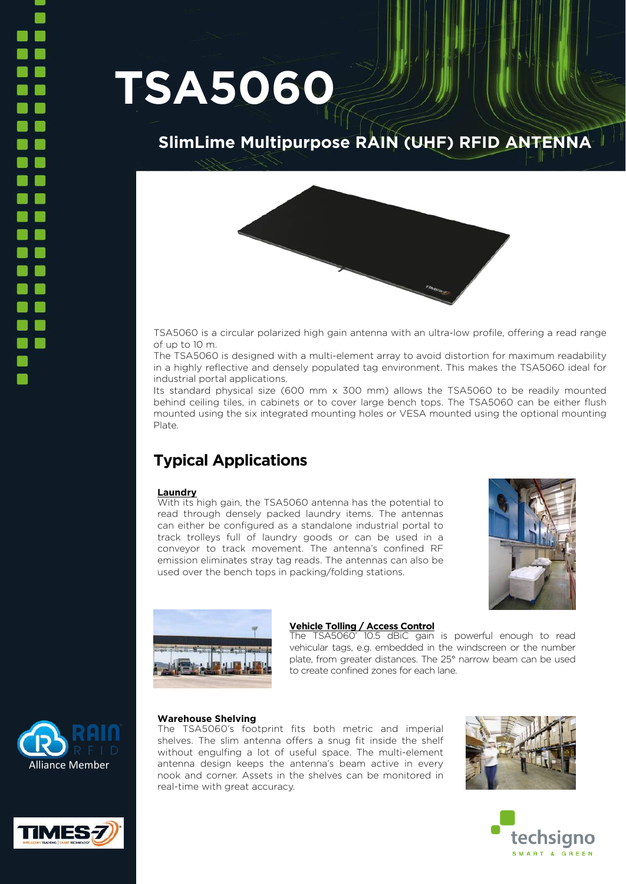# TSA5060

## SlimLime Multipurpose RAIN (UHF) RFID ANTENNA

TSA5060 is a circular polarized high gain antenna with an ultra-low profile, offering a read range of up to 10 m.

The TSA5060 is designed with a multi-element array to avoid distortion for maximum readability in a highly reflective and densely populated tag environment. This makes the TSA5060 ideal for industrial portal applications.

Its standard physical size (600 mm x 300 mm) allows the TSA5060 to be readily mounted behind ceiling tiles, in cabinets or to cover large bench tops. The TSA5060 can be either flush mounted using the six integrated mounting holes or VESA mounted using the optional mounting Plate.

## Typical Applications

**Laundry**

With its high gain, the TSA5060 antenna has the potential to read through densely packed laundry items. The antennas can either be configured as a standalone industrial portal to track trolleys full of laundry goods or can be used in a conveyor to track movement. The antenna's confined RF emission eliminates stray tag reads. The antennas can also be used over the bench tops in packing/folding stations.

**Vehicle Tolling / Access Control**

The TSA5060' 10.5 dBiC gain is powerful enough to read vehicular tags, e.g. embedded in the windscreen or the number plate, from greater distances. The 25° narrow beam can be used to create confined zones for each lane.

**Warehouse Shelving**

The TSA5060's footprint fits both metric and imperial shelves. The slim antenna offers a snug fit inside the shelf without engulfing a lot of useful space. The multi-element antenna design keeps the antenna's beam active in every nook and corner. Assets in the shelves can be monitored in real-time with great accuracy.

RAIN RFID Alliance Member

TIMES-7

techsigno SMART & GREEN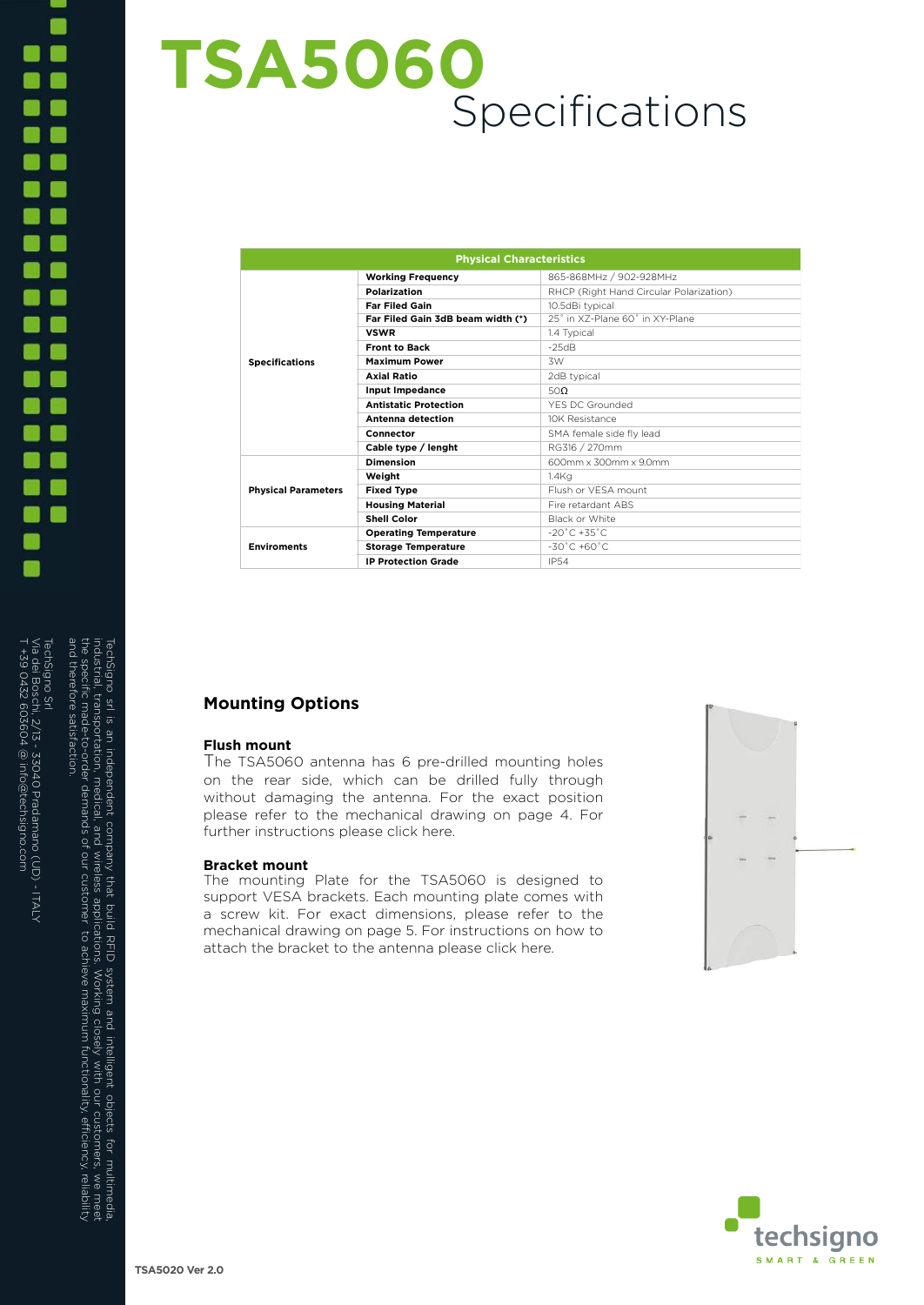# TSA5060 Specifications

| Physical Characteristics | | |
|---|---|---|
| **Specifications** | **Working Frequency** | 865-868MHz / 902-928MHz |
| | **Polarization** | RHCP (Right Hand Circular Polarization) |
| | **Far Filed Gain** | 10.5dBi typical |
| | **Far Filed Gain 3dB beam width (*)** | 25° in XZ-Plane 60° in XY-Plane |
| | **VSWR** | 1.4 Typical |
| | **Front to Back** | -25dB |
| | **Maximum Power** | 3W |
| | **Axial Ratio** | 2dB typical |
| | **Input Impedance** | 50Ω |
| | **Antistatic Protection** | YES DC Grounded |
| | **Antenna detection** | 10K Resistance |
| | **Connector** | SMA female side fly lead |
| | **Cable type / lenght** | RG316 / 270mm |
| **Physical Parameters** | **Dimension** | 600mm x 300mm x 9.0mm |
| | **Weight** | 1.4Kg |
| | **Fixed Type** | Flush or VESA mount |
| | **Housing Material** | Fire retardant ABS |
| | **Shell Color** | Black or White |
| **Enviroments** | **Operating Temperature** | -20°C +35°C |
| | **Storage Temperature** | -30°C +60°C |
| | **IP Protection Grade** | IP54 |

## Mounting Options

### Flush mount

The TSA5060 antenna has 6 pre-drilled mounting holes on the rear side, which can be drilled fully through without damaging the antenna. For the exact position please refer to the mechanical drawing on page 4. For further instructions please click here.

### Bracket mount

The mounting Plate for the TSA5060 is designed to support VESA brackets. Each mounting plate comes with a screw kit. For exact dimensions, please refer to the mechanical drawing on page 5. For instructions on how to attach the bracket to the antenna please click here.

TechSigno srl is an independent company that build RFID system and intelligent objects for multimedia, industrial, transportation, medical, and wireless applications. Working closely with our customers, we meet the specific made-to-order demands of our customer to achieve maximum functionality, efficiency, reliability and therefore satisfaction.

TechSigno Srl
Via dei Boschi, 2/13 - 33040 Pradamano (UD) - ITALY
T +39 0432 603604 @ info@techsigno.com

techsigno SMART & GREEN

TSA5020 Ver 2.0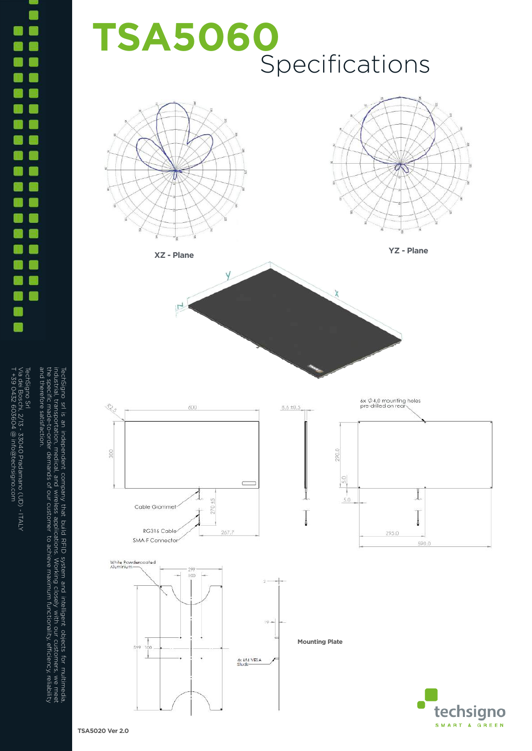# TSA5060

## Specifications

XZ - Plane

YZ - Plane

6x Ø4.0 mounting holes
pre-drilled on rear

600

300

R2.5

8.6 ±0.5

270.0

5.0

5.0

295.0

590.0

Cable Grommet

RG316 Cable

SMA-F Connector

270 ±5

267.7

White Powdercoated Aluminium

299

100

599

100

2

19

4x M4 VESA Studs

Mounting Plate

TechSigno srl is an independent company that build RFID system and intelligent objects for multimedia, industrial, transportation, medical, and wireless applications. Working closely with our customers, we meet the specific made-to-order demands of our customer to achieve maximum functionality, efficiency, reliability and therefore satisfaction.

TechSigno Srl
Via dei Boschi, 2/13 - 33040 Pradamano (UD) - ITALY
T +39 0432 603604 @ info@techsigno.com

techsigno
SMART & GREEN

TSA5020 Ver 2.0